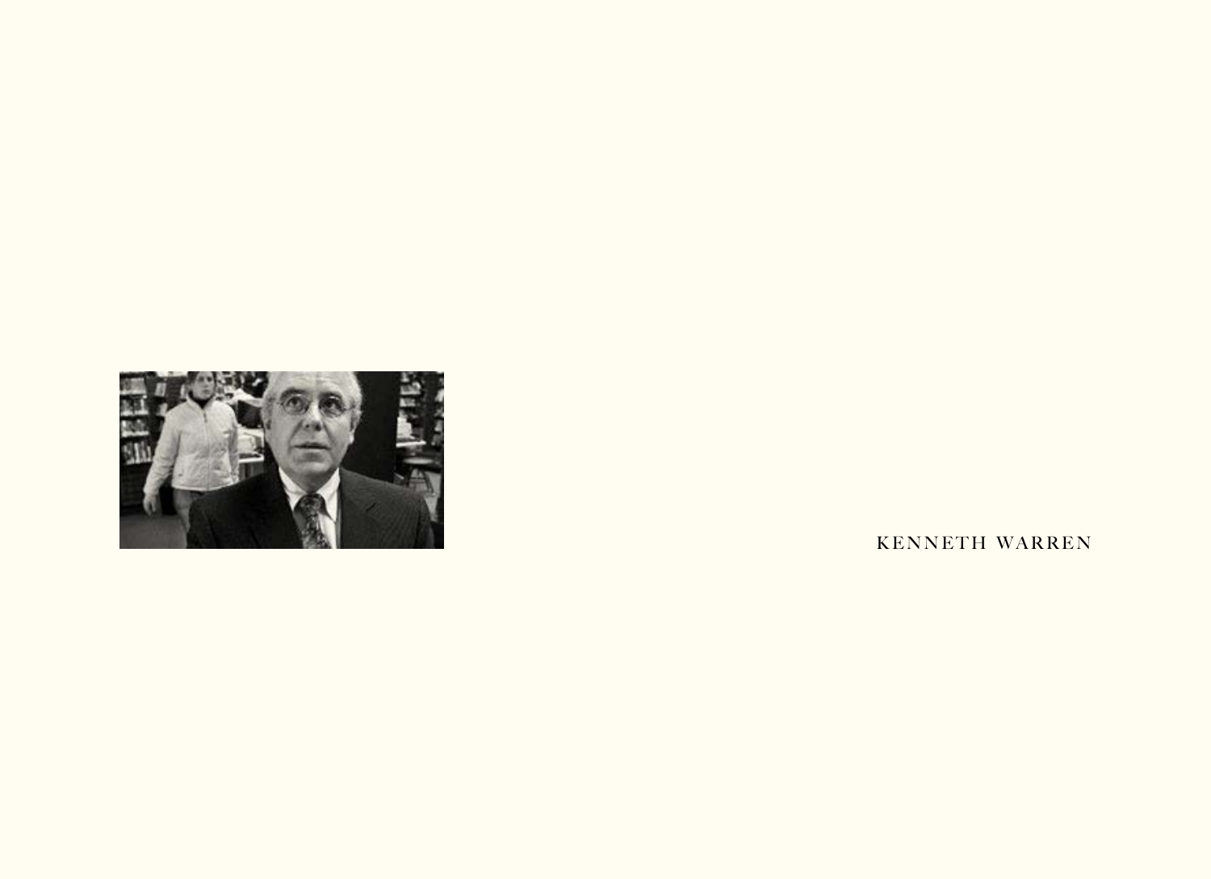KENNETH WARREN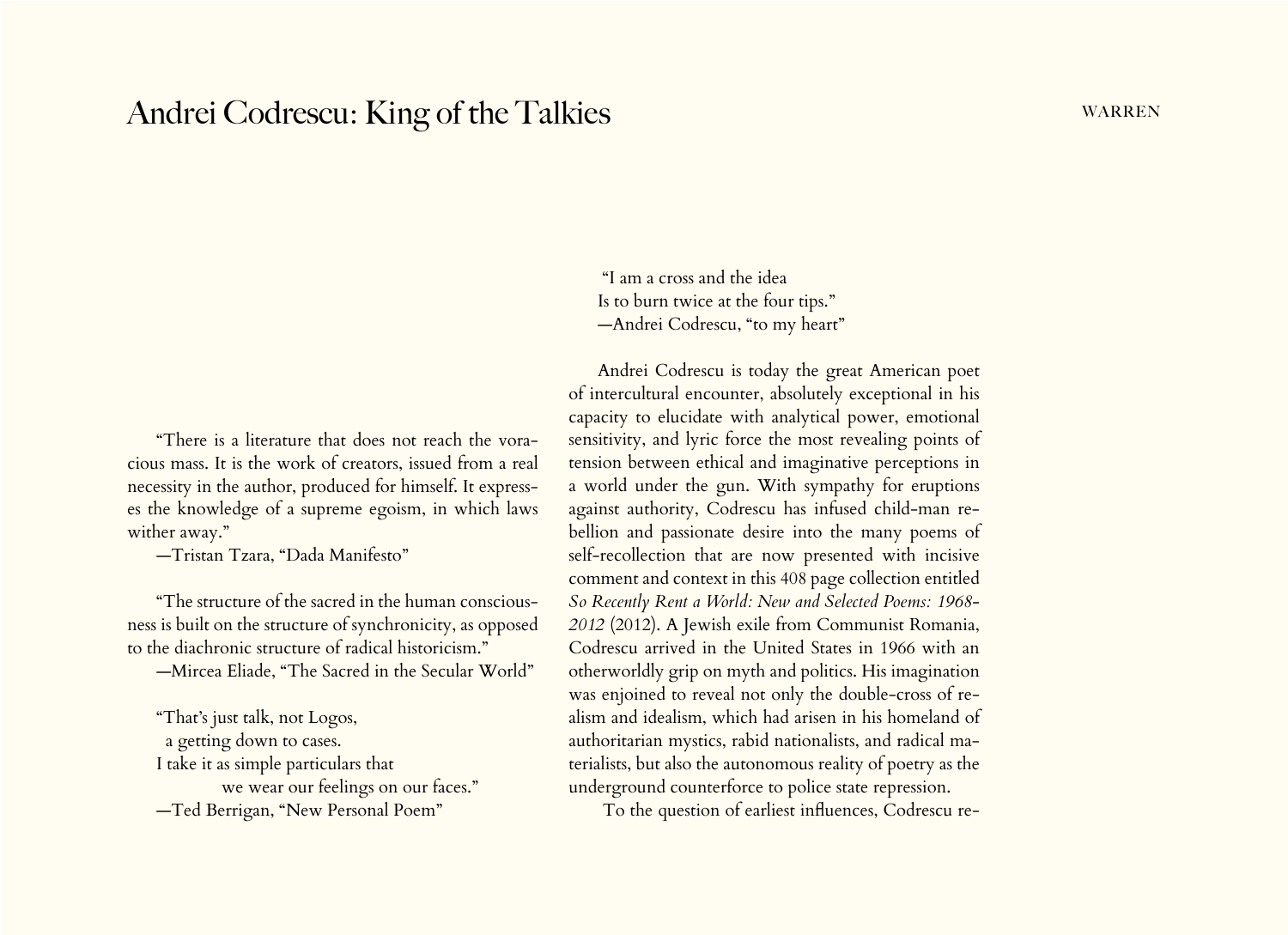# Andrei Codrescu: King of the Talkies

"There is a literature that does not reach the voracious mass. It is the work of creators, issued from a real necessity in the author, produced for himself. It expresses the knowledge of a supreme egoism, in which laws wither away."

—Tristan Tzara, "Dada Manifesto"

"The structure of the sacred in the human consciousness is built on the structure of synchronicity, as opposed to the diachronic structure of radical historicism."

—Mircea Eliade, "The Sacred in the Secular World"

"That's just talk, not Logos,  
a getting down to cases.  
I take it as simple particulars that  
we wear our feelings on our faces."

—Ted Berrigan, "New Personal Poem"

"I am a cross and the idea  
Is to burn twice at the four tips."

—Andrei Codrescu, "to my heart"

Andrei Codrescu is today the great American poet of intercultural encounter, absolutely exceptional in his capacity to elucidate with analytical power, emotional sensitivity, and lyric force the most revealing points of tension between ethical and imaginative perceptions in a world under the gun. With sympathy for eruptions against authority, Codrescu has infused child-man rebellion and passionate desire into the many poems of self-recollection that are now presented with incisive comment and context in this 408 page collection entitled *So Recently Rent a World: New and Selected Poems: 1968-2012* (2012). A Jewish exile from Communist Romania, Codrescu arrived in the United States in 1966 with an otherworldly grip on myth and politics. His imagination was enjoined to reveal not only the double-cross of realism and idealism, which had arisen in his homeland of authoritarian mystics, rabid nationalists, and radical materialists, but also the autonomous reality of poetry as the underground counterforce to police state repression.

To the question of earliest influences, Codrescu re-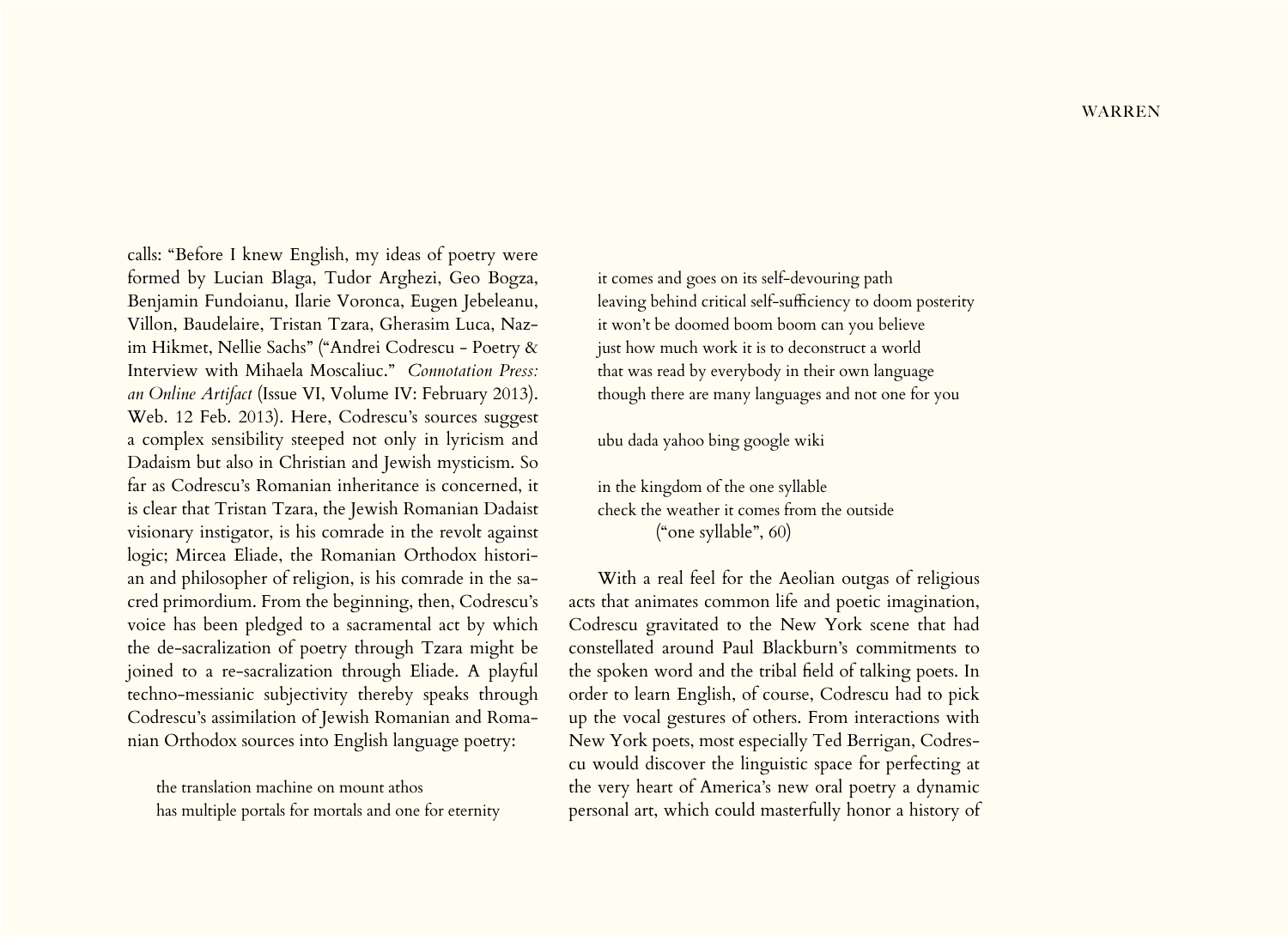calls: "Before I knew English, my ideas of poetry were formed by Lucian Blaga, Tudor Arghezi, Geo Bogza, Benjamin Fundoianu, Ilarie Voronca, Eugen Jebeleanu, Villon, Baudelaire, Tristan Tzara, Gherasim Luca, Nazim Hikmet, Nellie Sachs" ("Andrei Codrescu - Poetry & Interview with Mihaela Moscaliuc." *Connotation Press: an Online Artifact* (Issue VI, Volume IV: February 2013). Web. 12 Feb. 2013). Here, Codrescu's sources suggest a complex sensibility steeped not only in lyricism and Dadaism but also in Christian and Jewish mysticism. So far as Codrescu's Romanian inheritance is concerned, it is clear that Tristan Tzara, the Jewish Romanian Dadaist visionary instigator, is his comrade in the revolt against logic; Mircea Eliade, the Romanian Orthodox historian and philosopher of religion, is his comrade in the sacred primordium. From the beginning, then, Codrescu's voice has been pledged to a sacramental act by which the de-sacralization of poetry through Tzara might be joined to a re-sacralization through Eliade. A playful techno-messianic subjectivity thereby speaks through Codrescu's assimilation of Jewish Romanian and Romanian Orthodox sources into English language poetry:

> the translation machine on mount athos
> has multiple portals for mortals and one for eternity
> it comes and goes on its self-devouring path
> leaving behind critical self-sufficiency to doom posterity
> it won't be doomed boom boom can you believe
> just how much work it is to deconstruct a world
> that was read by everybody in their own language
> though there are many languages and not one for you
>
> ubu dada yahoo bing google wiki
>
> in the kingdom of the one syllable
> check the weather it comes from the outside
> ("one syllable", 60)

With a real feel for the Aeolian outgas of religious acts that animates common life and poetic imagination, Codrescu gravitated to the New York scene that had constellated around Paul Blackburn's commitments to the spoken word and the tribal field of talking poets. In order to learn English, of course, Codrescu had to pick up the vocal gestures of others. From interactions with New York poets, most especially Ted Berrigan, Codrescu would discover the linguistic space for perfecting at the very heart of America's new oral poetry a dynamic personal art, which could masterfully honor a history of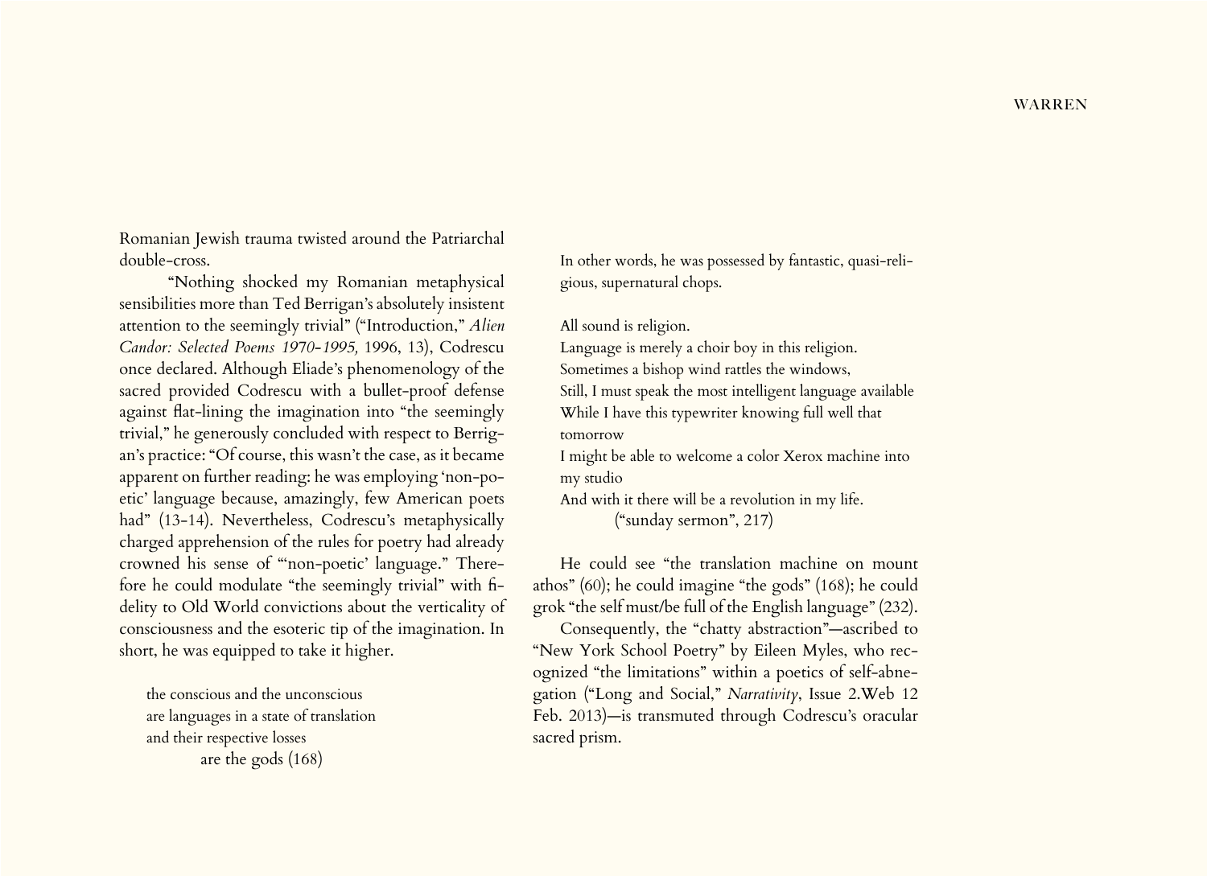Romanian Jewish trauma twisted around the Patriarchal double-cross.

"Nothing shocked my Romanian metaphysical sensibilities more than Ted Berrigan's absolutely insistent attention to the seemingly trivial" ("Introduction," *Alien Candor: Selected Poems 1970-1995,* 1996, 13), Codrescu once declared. Although Eliade's phenomenology of the sacred provided Codrescu with a bullet-proof defense against flat-lining the imagination into "the seemingly trivial," he generously concluded with respect to Berrigan's practice: "Of course, this wasn't the case, as it became apparent on further reading: he was employing 'non-poetic' language because, amazingly, few American poets had" (13-14). Nevertheless, Codrescu's metaphysically charged apprehension of the rules for poetry had already crowned his sense of "'non-poetic' language." Therefore he could modulate "the seemingly trivial" with fidelity to Old World convictions about the verticality of consciousness and the esoteric tip of the imagination. In short, he was equipped to take it higher.

> the conscious and the unconscious
> are languages in a state of translation
> and their respective losses
> are the gods (168)

In other words, he was possessed by fantastic, quasi-religious, supernatural chops.

> All sound is religion.
> Language is merely a choir boy in this religion.
> Sometimes a bishop wind rattles the windows,
> Still, I must speak the most intelligent language available
> While I have this typewriter knowing full well that tomorrow
> I might be able to welcome a color Xerox machine into my studio
> And with it there will be a revolution in my life.
> ("sunday sermon", 217)

He could see "the translation machine on mount athos" (60); he could imagine "the gods" (168); he could grok "the self must/be full of the English language" (232).

Consequently, the "chatty abstraction"—ascribed to "New York School Poetry" by Eileen Myles, who recognized "the limitations" within a poetics of self-abnegation ("Long and Social," *Narrativity*, Issue 2.Web 12 Feb. 2013)—is transmuted through Codrescu's oracular sacred prism.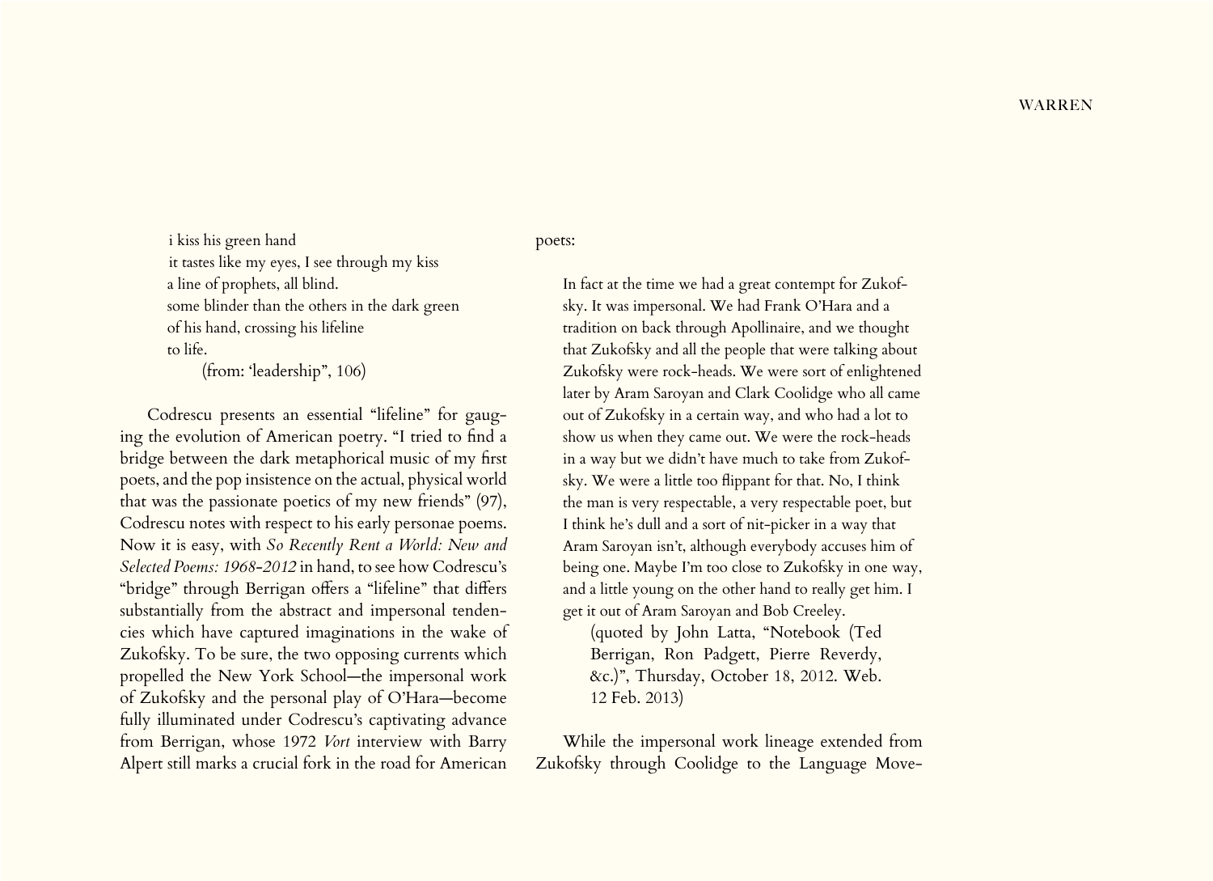i kiss his green hand
it tastes like my eyes, I see through my kiss
a line of prophets, all blind.
some blinder than the others in the dark green
of his hand, crossing his lifeline
to life.

(from: 'leadership", 106)

Codrescu presents an essential "lifeline" for gauging the evolution of American poetry. "I tried to find a bridge between the dark metaphorical music of my first poets, and the pop insistence on the actual, physical world that was the passionate poetics of my new friends" (97), Codrescu notes with respect to his early personae poems. Now it is easy, with *So Recently Rent a World: New and Selected Poems: 1968-2012* in hand, to see how Codrescu's "bridge" through Berrigan offers a "lifeline" that differs substantially from the abstract and impersonal tendencies which have captured imaginations in the wake of Zukofsky. To be sure, the two opposing currents which propelled the New York School—the impersonal work of Zukofsky and the personal play of O'Hara—become fully illuminated under Codrescu's captivating advance from Berrigan, whose 1972 *Vort* interview with Barry Alpert still marks a crucial fork in the road for American poets:

> In fact at the time we had a great contempt for Zukofsky. It was impersonal. We had Frank O'Hara and a tradition on back through Apollinaire, and we thought that Zukofsky and all the people that were talking about Zukofsky were rock-heads. We were sort of enlightened later by Aram Saroyan and Clark Coolidge who all came out of Zukofsky in a certain way, and who had a lot to show us when they came out. We were the rock-heads in a way but we didn't have much to take from Zukofsky. We were a little too flippant for that. No, I think the man is very respectable, a very respectable poet, but I think he's dull and a sort of nit-picker in a way that Aram Saroyan isn't, although everybody accuses him of being one. Maybe I'm too close to Zukofsky in one way, and a little young on the other hand to really get him. I get it out of Aram Saroyan and Bob Creeley.
>
> (quoted by John Latta, "Notebook (Ted Berrigan, Ron Padgett, Pierre Reverdy, &c.)", Thursday, October 18, 2012. Web. 12 Feb. 2013)

While the impersonal work lineage extended from Zukofsky through Coolidge to the Language Move-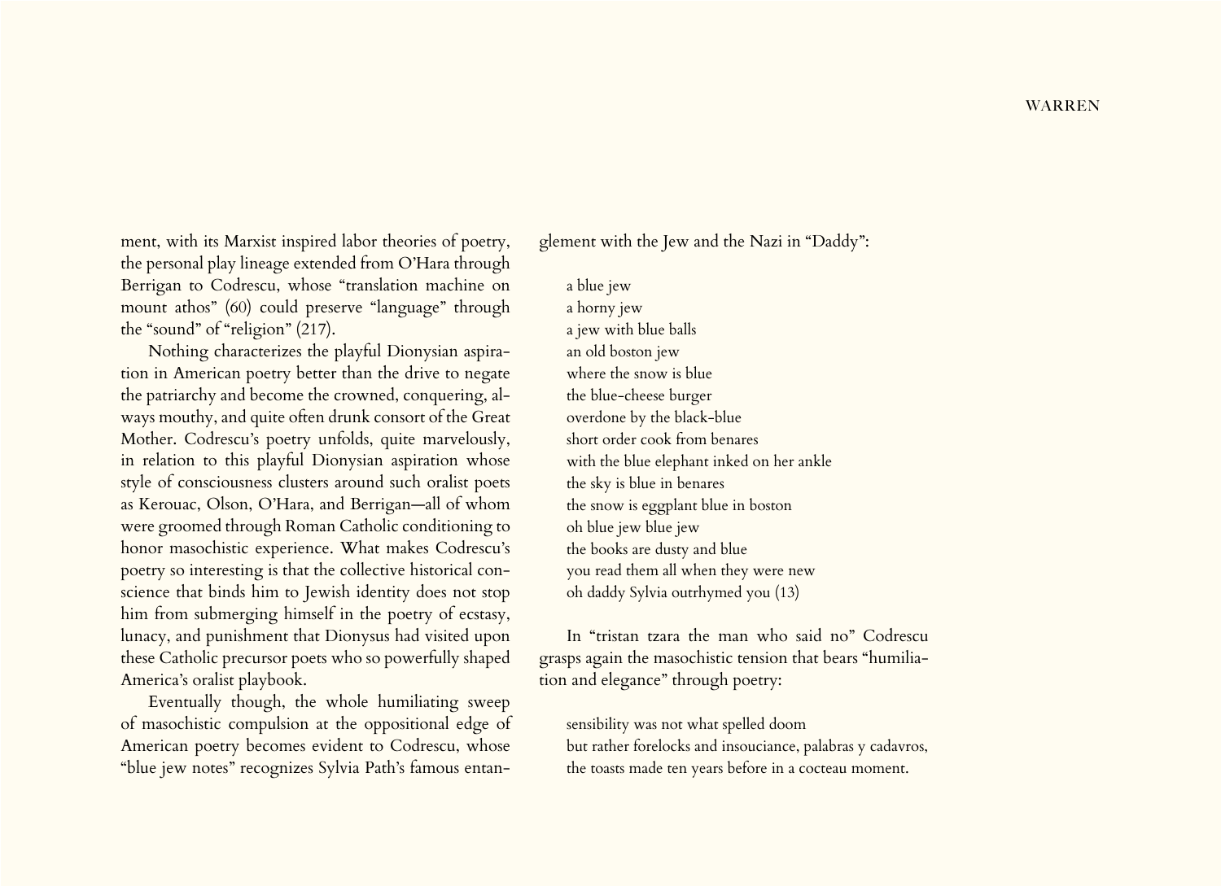ment, with its Marxist inspired labor theories of poetry, the personal play lineage extended from O'Hara through Berrigan to Codrescu, whose "translation machine on mount athos" (60) could preserve "language" through the "sound" of "religion" (217).

Nothing characterizes the playful Dionysian aspiration in American poetry better than the drive to negate the patriarchy and become the crowned, conquering, always mouthy, and quite often drunk consort of the Great Mother. Codrescu's poetry unfolds, quite marvelously, in relation to this playful Dionysian aspiration whose style of consciousness clusters around such oralist poets as Kerouac, Olson, O'Hara, and Berrigan—all of whom were groomed through Roman Catholic conditioning to honor masochistic experience. What makes Codrescu's poetry so interesting is that the collective historical conscience that binds him to Jewish identity does not stop him from submerging himself in the poetry of ecstasy, lunacy, and punishment that Dionysus had visited upon these Catholic precursor poets who so powerfully shaped America's oralist playbook.

Eventually though, the whole humiliating sweep of masochistic compulsion at the oppositional edge of American poetry becomes evident to Codrescu, whose "blue jew notes" recognizes Sylvia Path's famous entanglement with the Jew and the Nazi in "Daddy":

> a blue jew  
> a horny jew  
> a jew with blue balls  
> an old boston jew  
> where the snow is blue  
> the blue-cheese burger  
> overdone by the black-blue  
> short order cook from benares  
> with the blue elephant inked on her ankle  
> the sky is blue in benares  
> the snow is eggplant blue in boston  
> oh blue jew blue jew  
> the books are dusty and blue  
> you read them all when they were new  
> oh daddy Sylvia outrhymed you (13)

In "tristan tzara the man who said no" Codrescu grasps again the masochistic tension that bears "humiliation and elegance" through poetry:

> sensibility was not what spelled doom  
> but rather forelocks and insouciance, palabras y cadavros,  
> the toasts made ten years before in a cocteau moment.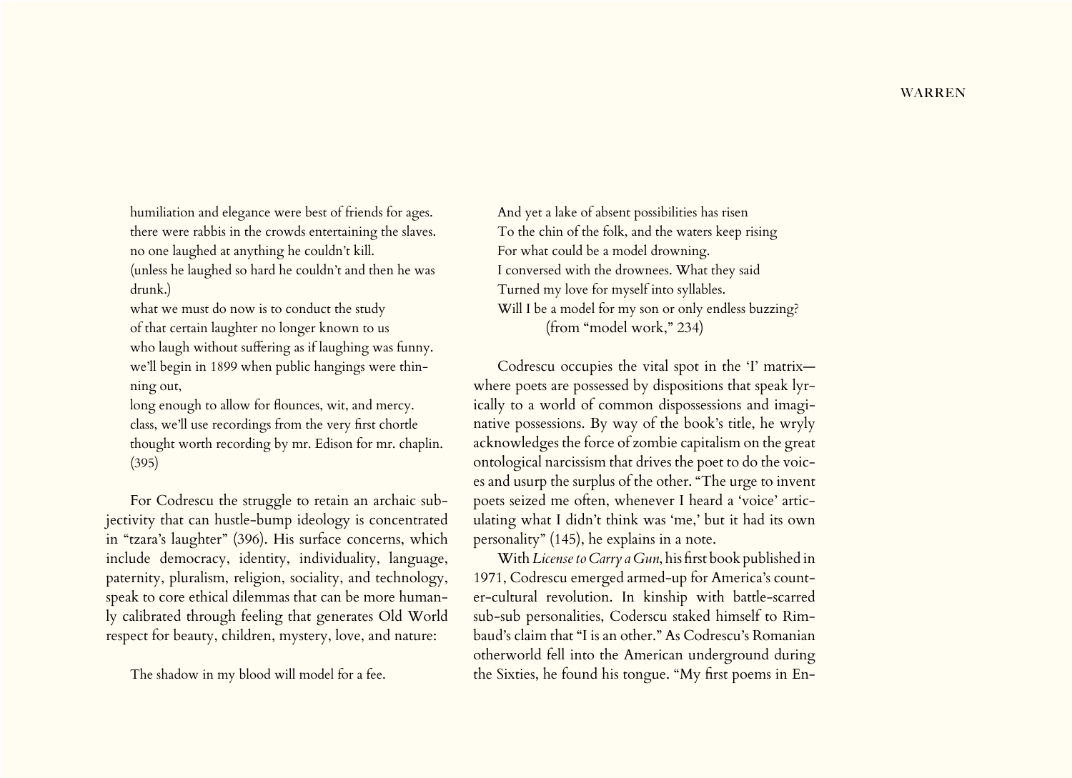humiliation and elegance were best of friends for ages.
there were rabbis in the crowds entertaining the slaves.
no one laughed at anything he couldn't kill.
(unless he laughed so hard he couldn't and then he was drunk.)
what we must do now is to conduct the study
of that certain laughter no longer known to us
who laugh without suffering as if laughing was funny.
we'll begin in 1899 when public hangings were thinning out,
long enough to allow for flounces, wit, and mercy.
class, we'll use recordings from the very first chortle
thought worth recording by mr. Edison for mr. chaplin.
(395)

For Codrescu the struggle to retain an archaic subjectivity that can hustle-bump ideology is concentrated in "tzara's laughter" (396). His surface concerns, which include democracy, identity, individuality, language, paternity, pluralism, religion, sociality, and technology, speak to core ethical dilemmas that can be more humanly calibrated through feeling that generates Old World respect for beauty, children, mystery, love, and nature:

The shadow in my blood will model for a fee.
And yet a lake of absent possibilities has risen
To the chin of the folk, and the waters keep rising
For what could be a model drowning.
I conversed with the drownees. What they said
Turned my love for myself into syllables.
Will I be a model for my son or only endless buzzing?
(from "model work," 234)

Codrescu occupies the vital spot in the 'I' matrix—where poets are possessed by dispositions that speak lyrically to a world of common dispossessions and imaginative possessions. By way of the book's title, he wryly acknowledges the force of zombie capitalism on the great ontological narcissism that drives the poet to do the voices and usurp the surplus of the other. "The urge to invent poets seized me often, whenever I heard a 'voice' articulating what I didn't think was 'me,' but it had its own personality" (145), he explains in a note.

With *License to Carry a Gun*, his first book published in 1971, Codrescu emerged armed-up for America's counter-cultural revolution. In kinship with battle-scarred sub-sub personalities, Coderscu staked himself to Rimbaud's claim that "I is an other." As Codrescu's Romanian otherworld fell into the American underground during the Sixties, he found his tongue. "My first poems in En-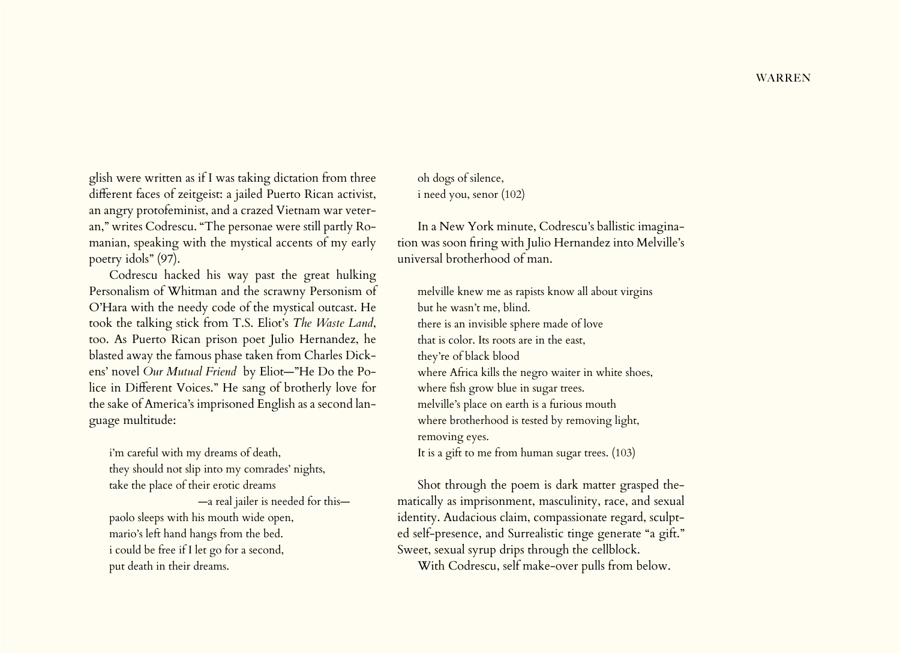glish were written as if I was taking dictation from three different faces of zeitgeist: a jailed Puerto Rican activist, an angry protofeminist, and a crazed Vietnam war veteran," writes Codrescu. "The personae were still partly Romanian, speaking with the mystical accents of my early poetry idols" (97).

Codrescu hacked his way past the great hulking Personalism of Whitman and the scrawny Personism of O'Hara with the needy code of the mystical outcast. He took the talking stick from T.S. Eliot's *The Waste Land*, too. As Puerto Rican prison poet Julio Hernandez, he blasted away the famous phase taken from Charles Dickens' novel *Our Mutual Friend* by Eliot—"He Do the Police in Different Voices." He sang of brotherly love for the sake of America's imprisoned English as a second language multitude:

> i'm careful with my dreams of death,
> they should not slip into my comrades' nights,
> take the place of their erotic dreams
> —a real jailer is needed for this—
> paolo sleeps with his mouth wide open,
> mario's left hand hangs from the bed.
> i could be free if I let go for a second,
> put death in their dreams.
> oh dogs of silence,
> i need you, senor (102)

In a New York minute, Codrescu's ballistic imagination was soon firing with Julio Hernandez into Melville's universal brotherhood of man.

> melville knew me as rapists know all about virgins
> but he wasn't me, blind.
> there is an invisible sphere made of love
> that is color. Its roots are in the east,
> they're of black blood
> where Africa kills the negro waiter in white shoes,
> where fish grow blue in sugar trees.
> melville's place on earth is a furious mouth
> where brotherhood is tested by removing light,
> removing eyes.
> It is a gift to me from human sugar trees. (103)

Shot through the poem is dark matter grasped thematically as imprisonment, masculinity, race, and sexual identity. Audacious claim, compassionate regard, sculpted self-presence, and Surrealistic tinge generate "a gift." Sweet, sexual syrup drips through the cellblock.

With Codrescu, self make-over pulls from below.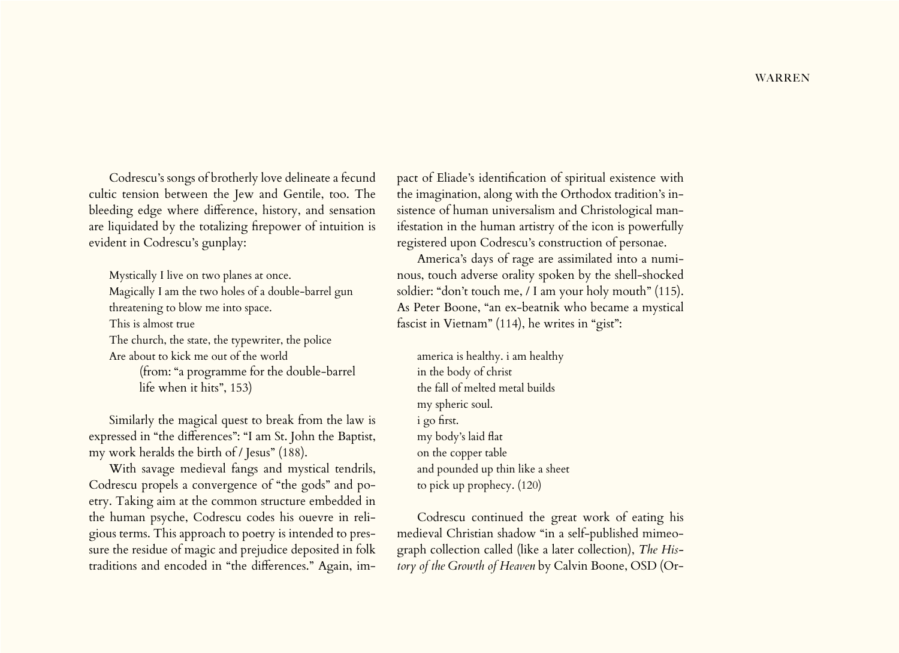Codrescu's songs of brotherly love delineate a fecund cultic tension between the Jew and Gentile, too. The bleeding edge where difference, history, and sensation are liquidated by the totalizing firepower of intuition is evident in Codrescu's gunplay:

> Mystically I live on two planes at once.
> Magically I am the two holes of a double-barrel gun
> threatening to blow me into space.
> This is almost true
> The church, the state, the typewriter, the police
> Are about to kick me out of the world
>
> (from: "a programme for the double-barrel life when it hits", 153)

Similarly the magical quest to break from the law is expressed in "the differences": "I am St. John the Baptist, my work heralds the birth of / Jesus" (188).

With savage medieval fangs and mystical tendrils, Codrescu propels a convergence of "the gods" and poetry. Taking aim at the common structure embedded in the human psyche, Codrescu codes his ouevre in religious terms. This approach to poetry is intended to pressure the residue of magic and prejudice deposited in folk traditions and encoded in "the differences." Again, impact of Eliade's identification of spiritual existence with the imagination, along with the Orthodox tradition's insistence of human universalism and Christological manifestation in the human artistry of the icon is powerfully registered upon Codrescu's construction of personae.

America's days of rage are assimilated into a numinous, touch adverse orality spoken by the shell-shocked soldier: "don't touch me, / I am your holy mouth" (115). As Peter Boone, "an ex-beatnik who became a mystical fascist in Vietnam" (114), he writes in "gist":

> america is healthy. i am healthy
> in the body of christ
> the fall of melted metal builds
> my spheric soul.
> i go first.
> my body's laid flat
> on the copper table
> and pounded up thin like a sheet
> to pick up prophecy. (120)

Codrescu continued the great work of eating his medieval Christian shadow "in a self-published mimeograph collection called (like a later collection), *The History of the Growth of Heaven* by Calvin Boone, OSD (Or-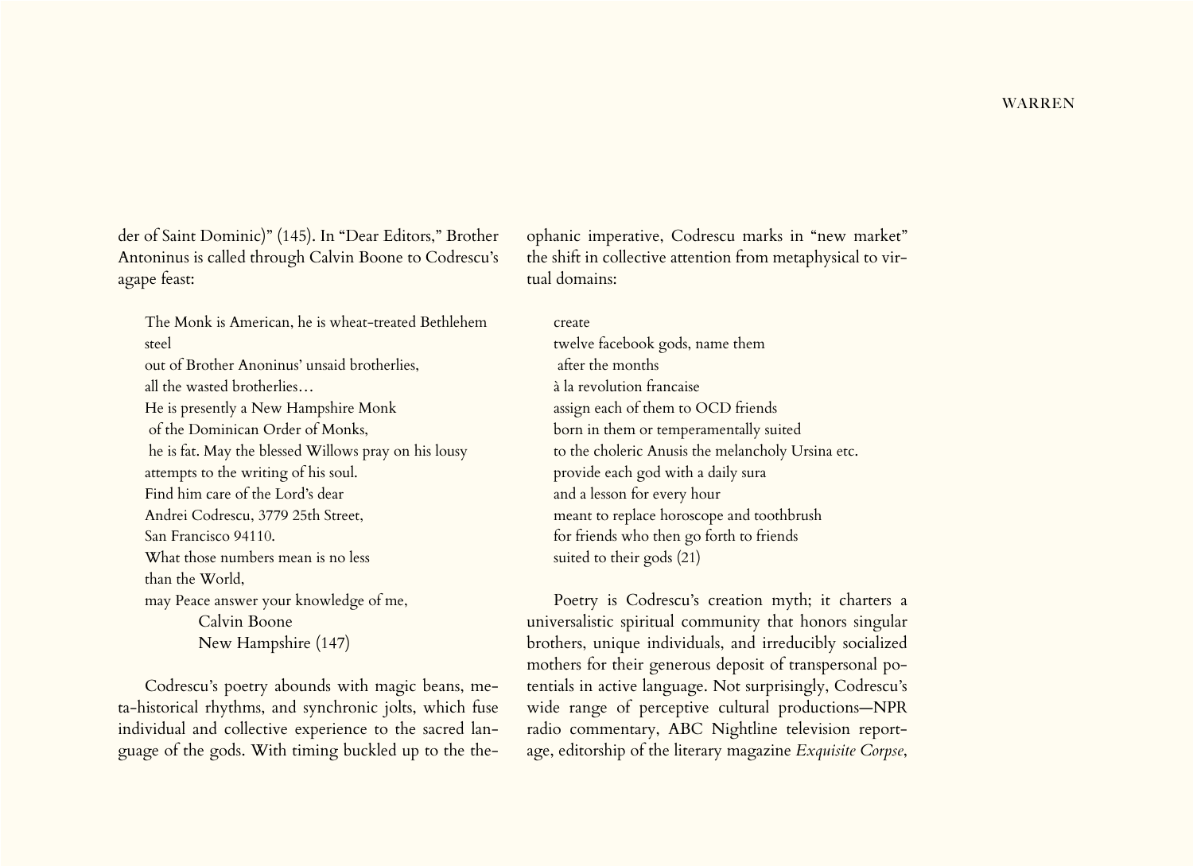der of Saint Dominic)" (145). In "Dear Editors," Brother Antoninus is called through Calvin Boone to Codrescu's agape feast:

> The Monk is American, he is wheat-treated Bethlehem steel
> out of Brother Anoninus' unsaid brotherlies,
> all the wasted brotherlies…
> He is presently a New Hampshire Monk
> of the Dominican Order of Monks,
> he is fat. May the blessed Willows pray on his lousy
> attempts to the writing of his soul.
> Find him care of the Lord's dear
> Andrei Codrescu, 3779 25th Street,
> San Francisco 94110.
> What those numbers mean is no less
> than the World,
> may Peace answer your knowledge of me,
> Calvin Boone
> New Hampshire (147)

Codrescu's poetry abounds with magic beans, meta-historical rhythms, and synchronic jolts, which fuse individual and collective experience to the sacred language of the gods. With timing buckled up to the theophanic imperative, Codrescu marks in "new market" the shift in collective attention from metaphysical to virtual domains:

> create
> twelve facebook gods, name them
> after the months
> à la revolution francaise
> assign each of them to OCD friends
> born in them or temperamentally suited
> to the choleric Anusis the melancholy Ursina etc.
> provide each god with a daily sura
> and a lesson for every hour
> meant to replace horoscope and toothbrush
> for friends who then go forth to friends
> suited to their gods (21)

Poetry is Codrescu's creation myth; it charters a universalistic spiritual community that honors singular brothers, unique individuals, and irreducibly socialized mothers for their generous deposit of transpersonal potentials in active language. Not surprisingly, Codrescu's wide range of perceptive cultural productions—NPR radio commentary, ABC Nightline television reportage, editorship of the literary magazine *Exquisite Corpse*,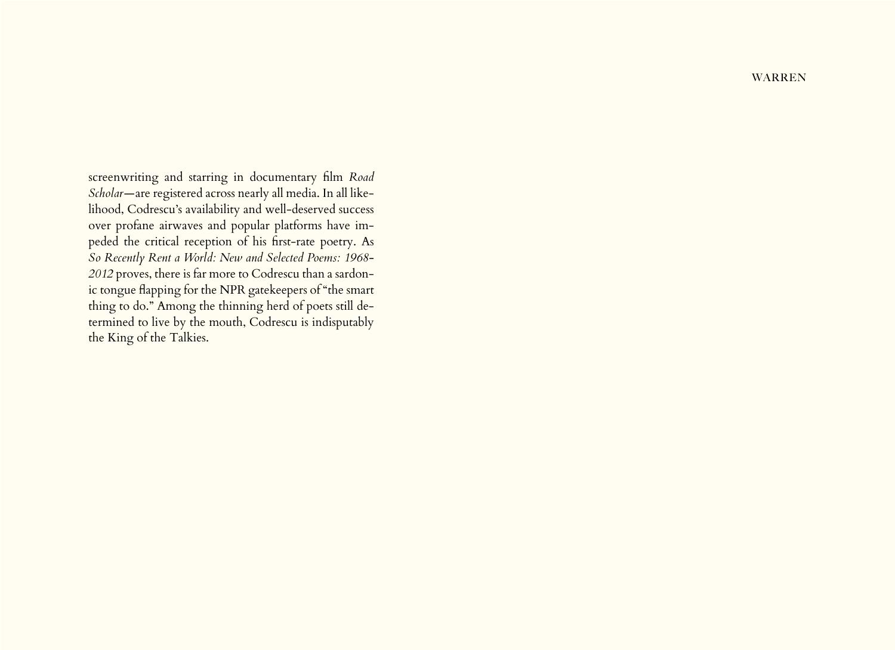screenwriting and starring in documentary film *Road Scholar*—are registered across nearly all media. In all likelihood, Codrescu's availability and well-deserved success over profane airwaves and popular platforms have impeded the critical reception of his first-rate poetry. As *So Recently Rent a World: New and Selected Poems: 1968-2012* proves, there is far more to Codrescu than a sardonic tongue flapping for the NPR gatekeepers of "the smart thing to do." Among the thinning herd of poets still determined to live by the mouth, Codrescu is indisputably the King of the Talkies.